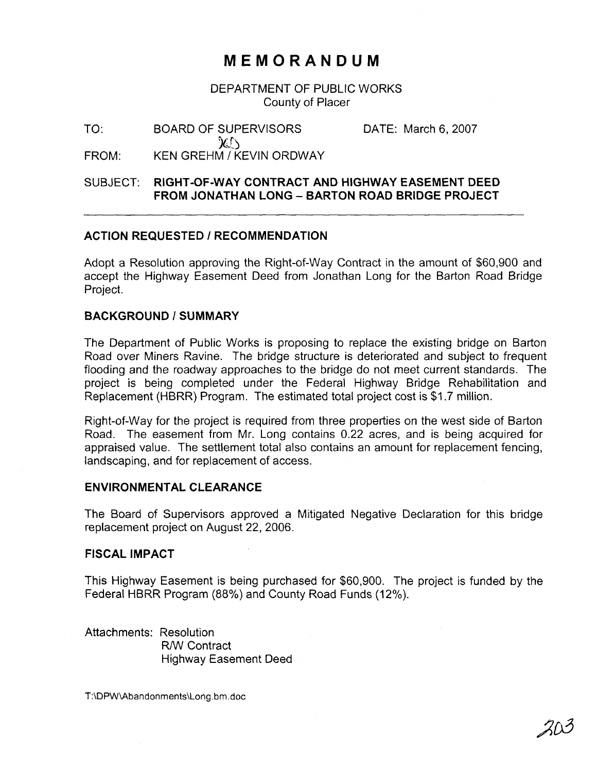# MEMORANDUM

DEPARTMENT OF PUBLIC WORKS
County of Placer

TO: BOARD OF SUPERVISORS DATE: March 6, 2007

FROM: KEN GREHM / KEVIN ORDWAY

SUBJECT: **RIGHT-OF-WAY CONTRACT AND HIGHWAY EASEMENT DEED FROM JONATHAN LONG – BARTON ROAD BRIDGE PROJECT**

---

## ACTION REQUESTED / RECOMMENDATION

Adopt a Resolution approving the Right-of-Way Contract in the amount of $60,900 and accept the Highway Easement Deed from Jonathan Long for the Barton Road Bridge Project.

## BACKGROUND / SUMMARY

The Department of Public Works is proposing to replace the existing bridge on Barton Road over Miners Ravine. The bridge structure is deteriorated and subject to frequent flooding and the roadway approaches to the bridge do not meet current standards. The project is being completed under the Federal Highway Bridge Rehabilitation and Replacement (HBRR) Program. The estimated total project cost is $1.7 million.

Right-of-Way for the project is required from three properties on the west side of Barton Road. The easement from Mr. Long contains 0.22 acres, and is being acquired for appraised value. The settlement total also contains an amount for replacement fencing, landscaping, and for replacement of access.

## ENVIRONMENTAL CLEARANCE

The Board of Supervisors approved a Mitigated Negative Declaration for this bridge replacement project on August 22, 2006.

## FISCAL IMPACT

This Highway Easement is being purchased for $60,900. The project is funded by the Federal HBRR Program (88%) and County Road Funds (12%).

Attachments: Resolution
R/W Contract
Highway Easement Deed

T:\DPW\Abandonments\Long.bm.doc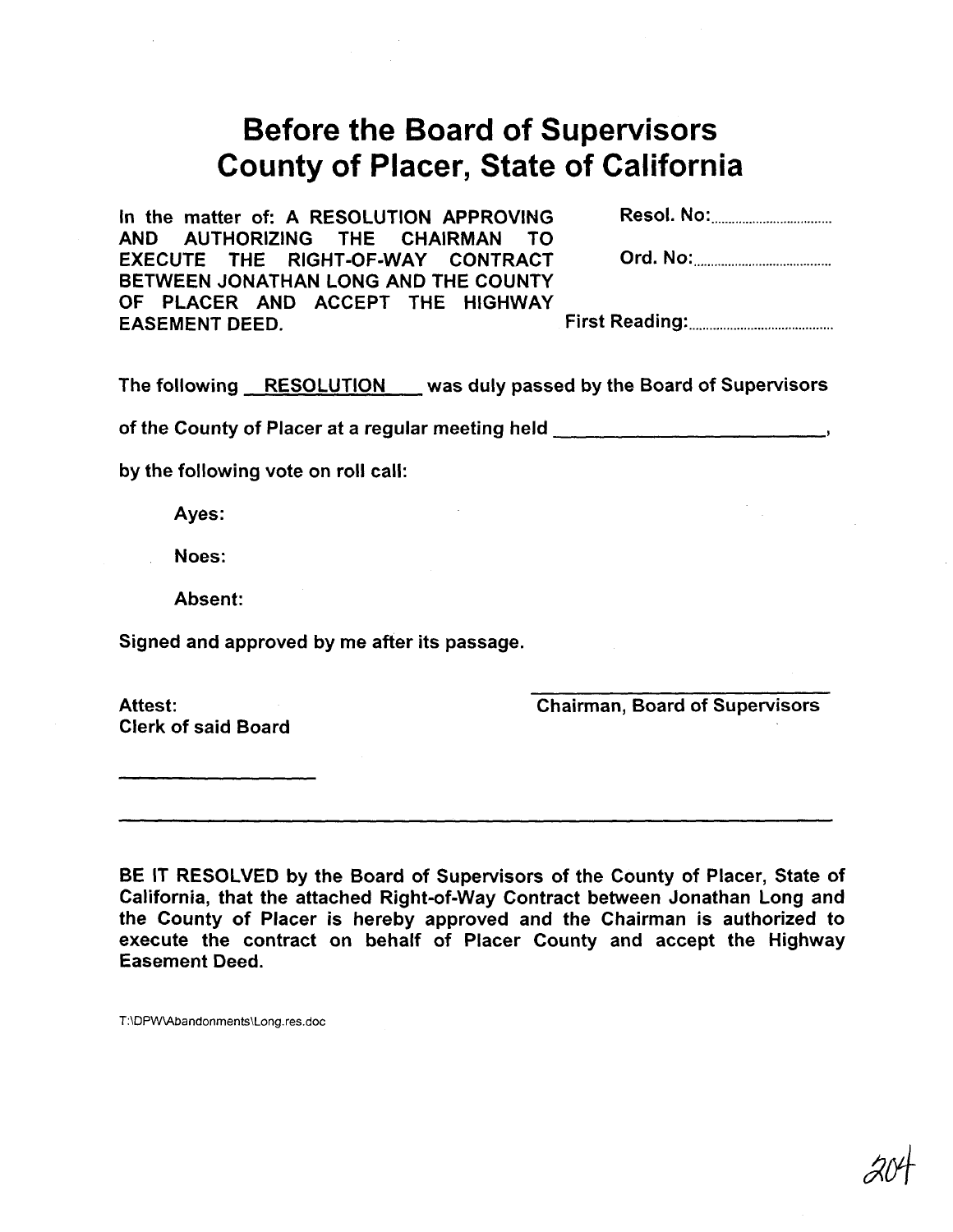# Before the Board of Supervisors County of Placer, State of California

In the matter of: A RESOLUTION APPROVING AND AUTHORIZING THE CHAIRMAN TO EXECUTE THE RIGHT-OF-WAY CONTRACT BETWEEN JONATHAN LONG AND THE COUNTY OF PLACER AND ACCEPT THE HIGHWAY EASEMENT DEED.

Resol. No:..............................

Ord. No:..............................

First Reading:..............................

The following RESOLUTION was duly passed by the Board of Supervisors of the County of Placer at a regular meeting held ______________________________,

by the following vote on roll call:

Ayes:

Noes:

Absent:

Signed and approved by me after its passage.

Attest:
Clerk of said Board

______________________

Chairman, Board of Supervisors

---

BE IT RESOLVED by the Board of Supervisors of the County of Placer, State of California, that the attached Right-of-Way Contract between Jonathan Long and the County of Placer is hereby approved and the Chairman is authorized to execute the contract on behalf of Placer County and accept the Highway Easement Deed.

T:\DPW\Abandonments\Long.res.doc